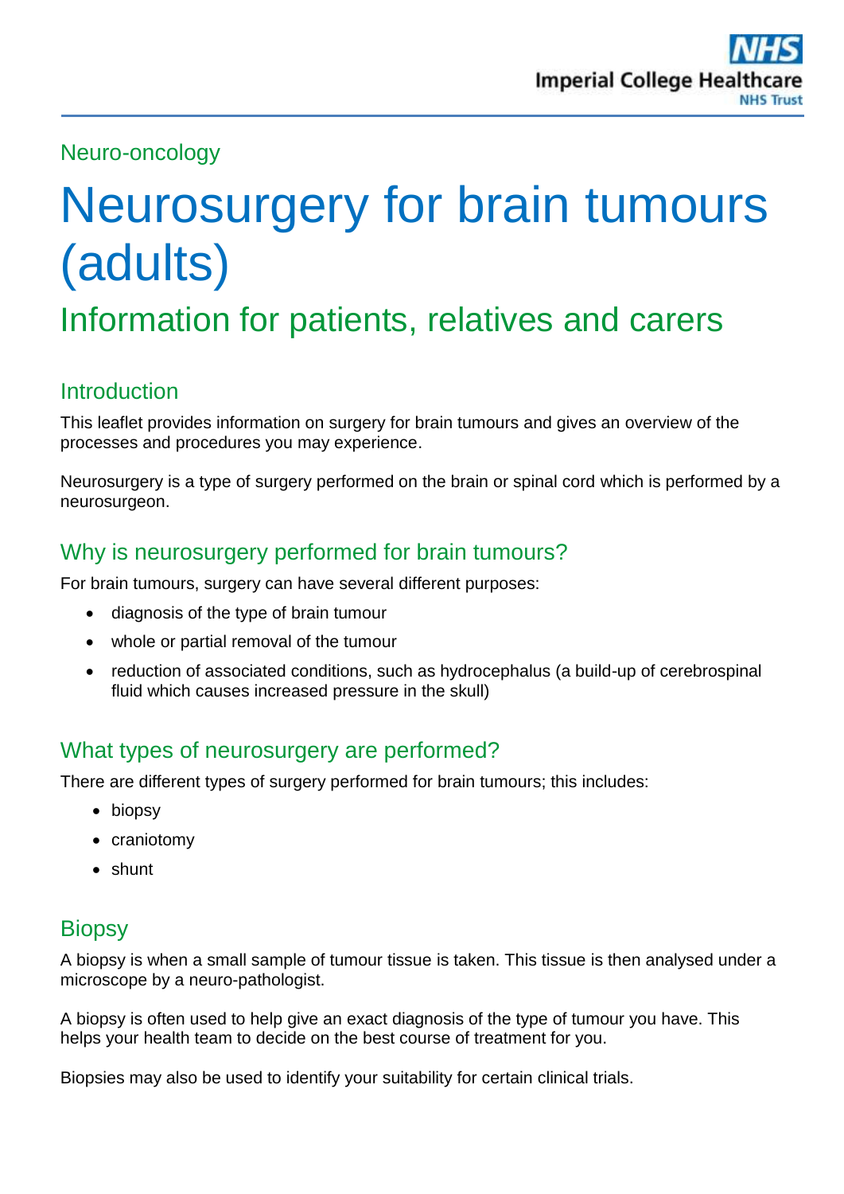Neuro-oncology

# Neurosurgery for brain tumours (adults)

## Information for patients, relatives and carers

### Introduction

This leaflet provides information on surgery for brain tumours and gives an overview of the processes and procedures you may experience.

Neurosurgery is a type of surgery performed on the brain or spinal cord which is performed by a neurosurgeon.

### Why is neurosurgery performed for brain tumours?

For brain tumours, surgery can have several different purposes:

- diagnosis of the type of brain tumour
- whole or partial removal of the tumour
- reduction of associated conditions, such as hydrocephalus (a build-up of cerebrospinal fluid which causes increased pressure in the skull)

### What types of neurosurgery are performed?

There are different types of surgery performed for brain tumours; this includes:

- biopsy
- craniotomy
- shunt

### Biopsy

A biopsy is when a small sample of tumour tissue is taken. This tissue is then analysed under a microscope by a neuro-pathologist.

A biopsy is often used to help give an exact diagnosis of the type of tumour you have. This helps your health team to decide on the best course of treatment for you.

Biopsies may also be used to identify your suitability for certain clinical trials.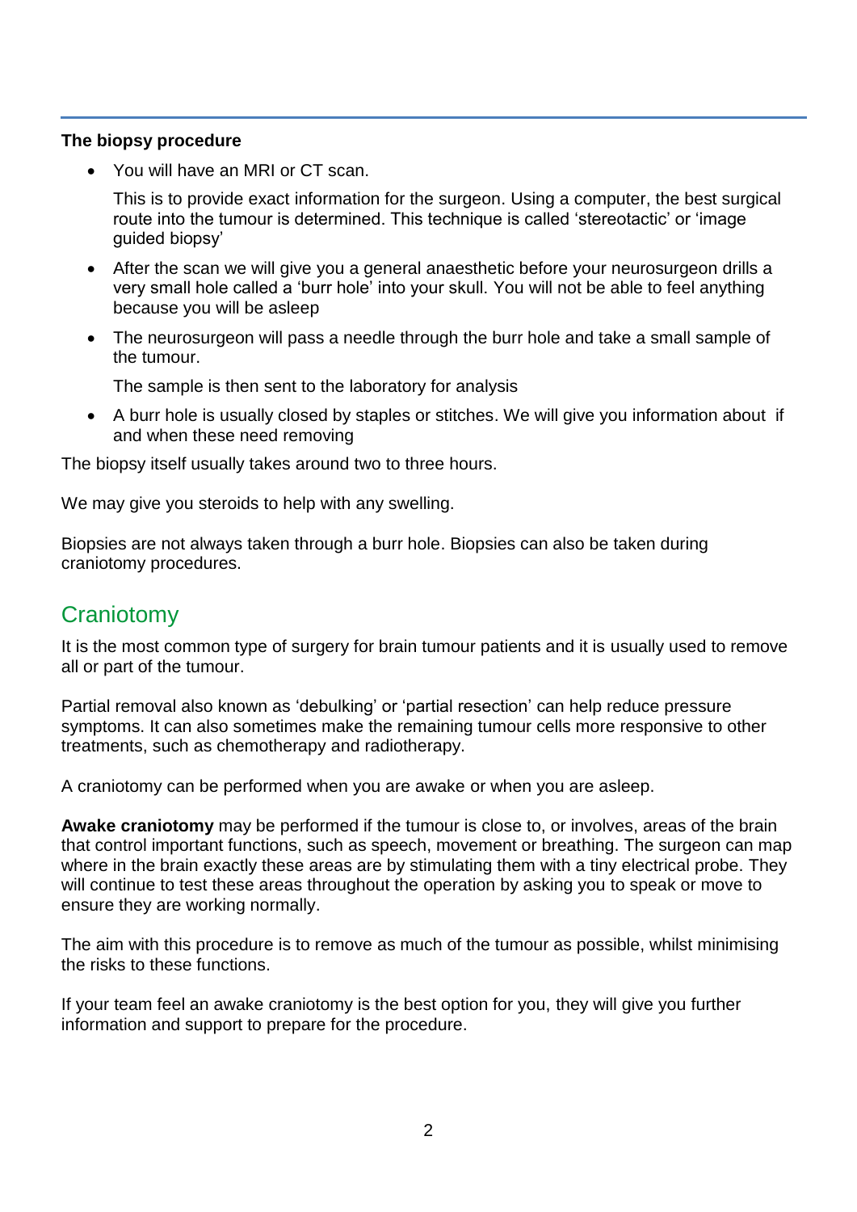**The biopsy procedure**

- You will have an MRI or CT scan.

  This is to provide exact information for the surgeon. Using a computer, the best surgical route into the tumour is determined. This technique is called 'stereotactic' or 'image guided biopsy'

- After the scan we will give you a general anaesthetic before your neurosurgeon drills a very small hole called a 'burr hole' into your skull. You will not be able to feel anything because you will be asleep

- The neurosurgeon will pass a needle through the burr hole and take a small sample of the tumour.

  The sample is then sent to the laboratory for analysis

- A burr hole is usually closed by staples or stitches. We will give you information about if and when these need removing

The biopsy itself usually takes around two to three hours.

We may give you steroids to help with any swelling.

Biopsies are not always taken through a burr hole. Biopsies can also be taken during craniotomy procedures.

## Craniotomy

It is the most common type of surgery for brain tumour patients and it is usually used to remove all or part of the tumour.

Partial removal also known as 'debulking' or 'partial resection' can help reduce pressure symptoms. It can also sometimes make the remaining tumour cells more responsive to other treatments, such as chemotherapy and radiotherapy.

A craniotomy can be performed when you are awake or when you are asleep.

**Awake craniotomy** may be performed if the tumour is close to, or involves, areas of the brain that control important functions, such as speech, movement or breathing. The surgeon can map where in the brain exactly these areas are by stimulating them with a tiny electrical probe. They will continue to test these areas throughout the operation by asking you to speak or move to ensure they are working normally.

The aim with this procedure is to remove as much of the tumour as possible, whilst minimising the risks to these functions.

If your team feel an awake craniotomy is the best option for you, they will give you further information and support to prepare for the procedure.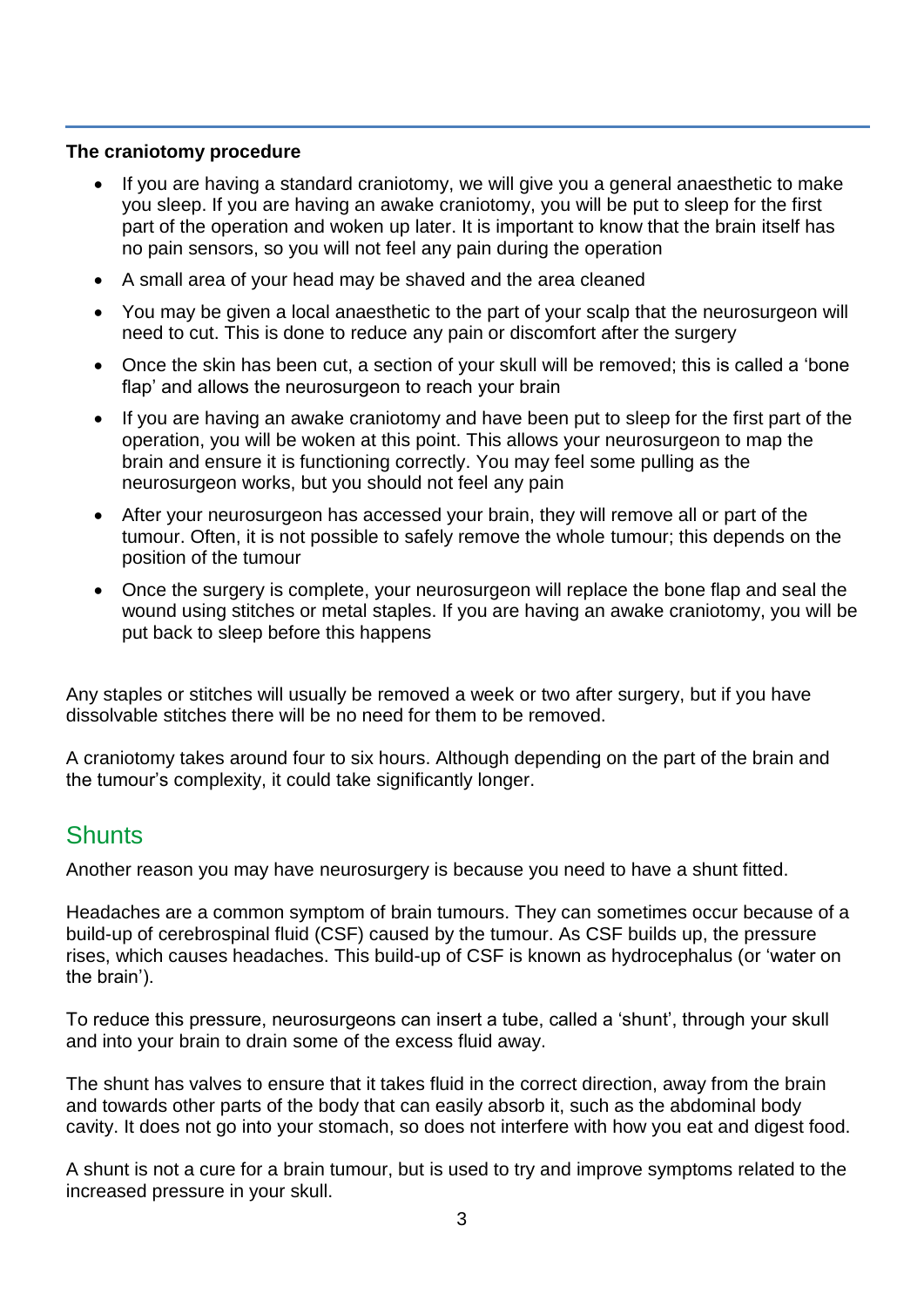**The craniotomy procedure**

- If you are having a standard craniotomy, we will give you a general anaesthetic to make you sleep. If you are having an awake craniotomy, you will be put to sleep for the first part of the operation and woken up later. It is important to know that the brain itself has no pain sensors, so you will not feel any pain during the operation
- A small area of your head may be shaved and the area cleaned
- You may be given a local anaesthetic to the part of your scalp that the neurosurgeon will need to cut. This is done to reduce any pain or discomfort after the surgery
- Once the skin has been cut, a section of your skull will be removed; this is called a 'bone flap' and allows the neurosurgeon to reach your brain
- If you are having an awake craniotomy and have been put to sleep for the first part of the operation, you will be woken at this point. This allows your neurosurgeon to map the brain and ensure it is functioning correctly. You may feel some pulling as the neurosurgeon works, but you should not feel any pain
- After your neurosurgeon has accessed your brain, they will remove all or part of the tumour. Often, it is not possible to safely remove the whole tumour; this depends on the position of the tumour
- Once the surgery is complete, your neurosurgeon will replace the bone flap and seal the wound using stitches or metal staples. If you are having an awake craniotomy, you will be put back to sleep before this happens

Any staples or stitches will usually be removed a week or two after surgery, but if you have dissolvable stitches there will be no need for them to be removed.

A craniotomy takes around four to six hours. Although depending on the part of the brain and the tumour's complexity, it could take significantly longer.

## Shunts

Another reason you may have neurosurgery is because you need to have a shunt fitted.

Headaches are a common symptom of brain tumours. They can sometimes occur because of a build-up of cerebrospinal fluid (CSF) caused by the tumour. As CSF builds up, the pressure rises, which causes headaches. This build-up of CSF is known as hydrocephalus (or 'water on the brain').

To reduce this pressure, neurosurgeons can insert a tube, called a 'shunt', through your skull and into your brain to drain some of the excess fluid away.

The shunt has valves to ensure that it takes fluid in the correct direction, away from the brain and towards other parts of the body that can easily absorb it, such as the abdominal body cavity. It does not go into your stomach, so does not interfere with how you eat and digest food.

A shunt is not a cure for a brain tumour, but is used to try and improve symptoms related to the increased pressure in your skull.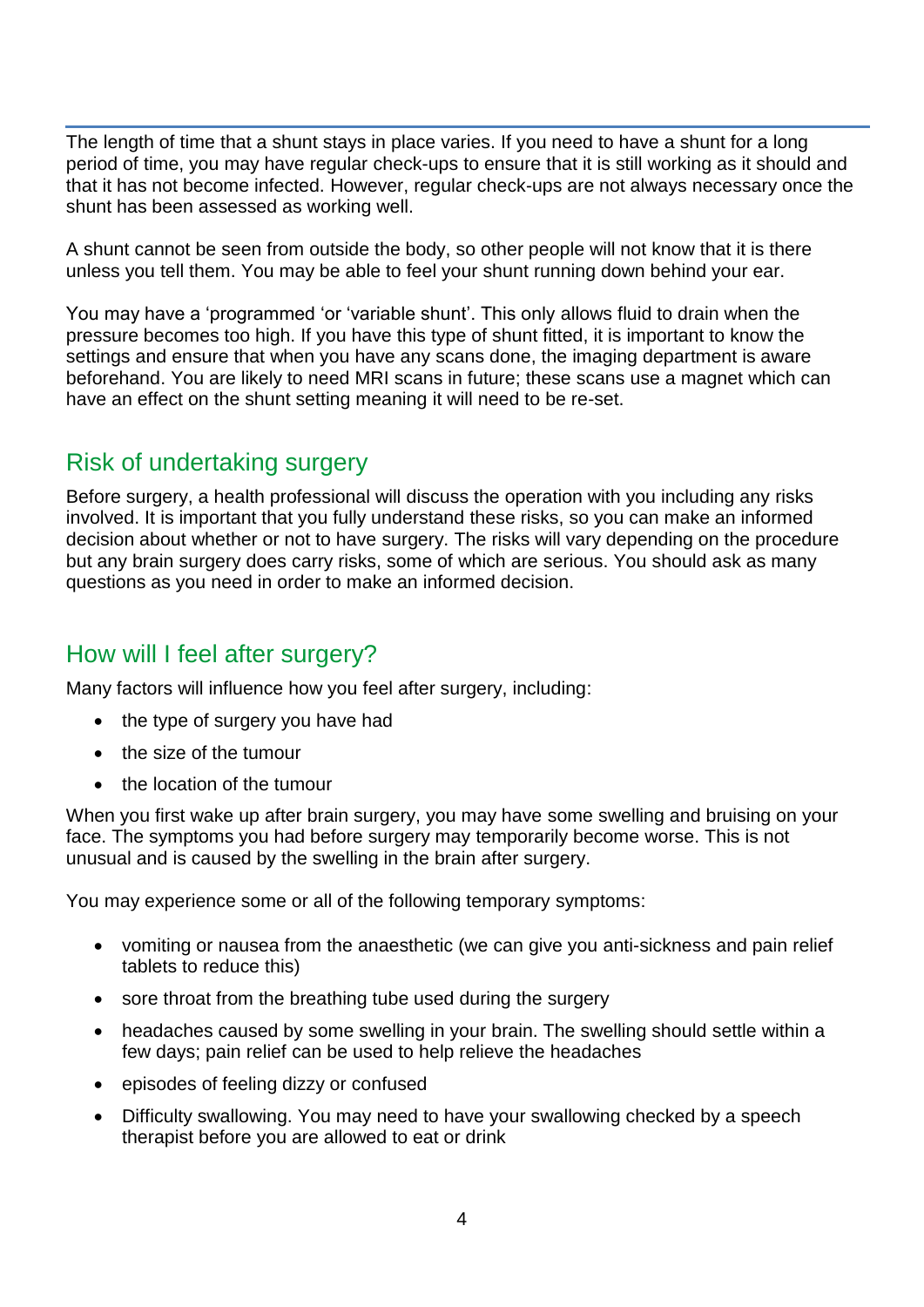The length of time that a shunt stays in place varies. If you need to have a shunt for a long period of time, you may have regular check-ups to ensure that it is still working as it should and that it has not become infected. However, regular check-ups are not always necessary once the shunt has been assessed as working well.

A shunt cannot be seen from outside the body, so other people will not know that it is there unless you tell them. You may be able to feel your shunt running down behind your ear.

You may have a 'programmed 'or 'variable shunt'. This only allows fluid to drain when the pressure becomes too high. If you have this type of shunt fitted, it is important to know the settings and ensure that when you have any scans done, the imaging department is aware beforehand. You are likely to need MRI scans in future; these scans use a magnet which can have an effect on the shunt setting meaning it will need to be re-set.

## Risk of undertaking surgery

Before surgery, a health professional will discuss the operation with you including any risks involved. It is important that you fully understand these risks, so you can make an informed decision about whether or not to have surgery. The risks will vary depending on the procedure but any brain surgery does carry risks, some of which are serious. You should ask as many questions as you need in order to make an informed decision.

## How will I feel after surgery?

Many factors will influence how you feel after surgery, including:

- the type of surgery you have had
- the size of the tumour
- the location of the tumour

When you first wake up after brain surgery, you may have some swelling and bruising on your face. The symptoms you had before surgery may temporarily become worse. This is not unusual and is caused by the swelling in the brain after surgery.

You may experience some or all of the following temporary symptoms:

- vomiting or nausea from the anaesthetic (we can give you anti-sickness and pain relief tablets to reduce this)
- sore throat from the breathing tube used during the surgery
- headaches caused by some swelling in your brain. The swelling should settle within a few days; pain relief can be used to help relieve the headaches
- episodes of feeling dizzy or confused
- Difficulty swallowing. You may need to have your swallowing checked by a speech therapist before you are allowed to eat or drink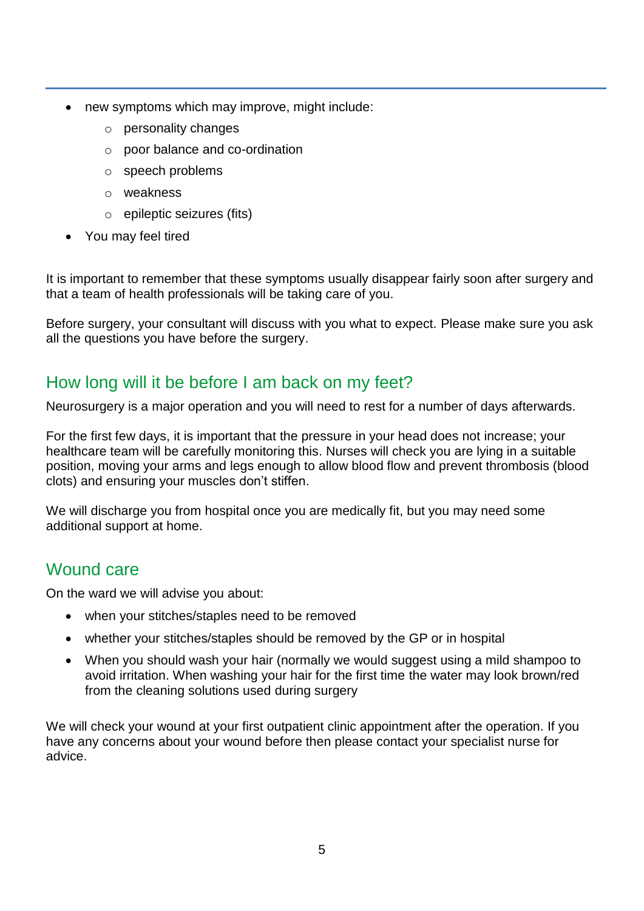- new symptoms which may improve, might include:
    - personality changes
    - poor balance and co-ordination
    - speech problems
    - weakness
    - epileptic seizures (fits)
- You may feel tired

It is important to remember that these symptoms usually disappear fairly soon after surgery and that a team of health professionals will be taking care of you.

Before surgery, your consultant will discuss with you what to expect. Please make sure you ask all the questions you have before the surgery.

## How long will it be before I am back on my feet?

Neurosurgery is a major operation and you will need to rest for a number of days afterwards.

For the first few days, it is important that the pressure in your head does not increase; your healthcare team will be carefully monitoring this. Nurses will check you are lying in a suitable position, moving your arms and legs enough to allow blood flow and prevent thrombosis (blood clots) and ensuring your muscles don't stiffen.

We will discharge you from hospital once you are medically fit, but you may need some additional support at home.

## Wound care

On the ward we will advise you about:

- when your stitches/staples need to be removed
- whether your stitches/staples should be removed by the GP or in hospital
- When you should wash your hair (normally we would suggest using a mild shampoo to avoid irritation. When washing your hair for the first time the water may look brown/red from the cleaning solutions used during surgery

We will check your wound at your first outpatient clinic appointment after the operation. If you have any concerns about your wound before then please contact your specialist nurse for advice.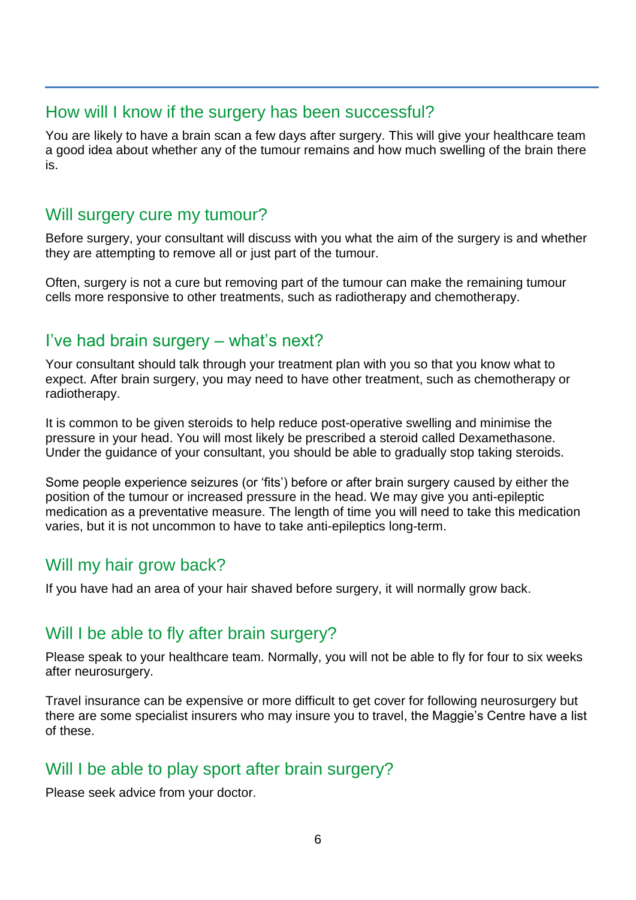## How will I know if the surgery has been successful?

You are likely to have a brain scan a few days after surgery. This will give your healthcare team a good idea about whether any of the tumour remains and how much swelling of the brain there is.

## Will surgery cure my tumour?

Before surgery, your consultant will discuss with you what the aim of the surgery is and whether they are attempting to remove all or just part of the tumour.

Often, surgery is not a cure but removing part of the tumour can make the remaining tumour cells more responsive to other treatments, such as radiotherapy and chemotherapy.

## I've had brain surgery – what's next?

Your consultant should talk through your treatment plan with you so that you know what to expect. After brain surgery, you may need to have other treatment, such as chemotherapy or radiotherapy.

It is common to be given steroids to help reduce post-operative swelling and minimise the pressure in your head. You will most likely be prescribed a steroid called Dexamethasone. Under the guidance of your consultant, you should be able to gradually stop taking steroids.

Some people experience seizures (or 'fits') before or after brain surgery caused by either the position of the tumour or increased pressure in the head. We may give you anti-epileptic medication as a preventative measure. The length of time you will need to take this medication varies, but it is not uncommon to have to take anti-epileptics long-term.

## Will my hair grow back?

If you have had an area of your hair shaved before surgery, it will normally grow back.

## Will I be able to fly after brain surgery?

Please speak to your healthcare team. Normally, you will not be able to fly for four to six weeks after neurosurgery.

Travel insurance can be expensive or more difficult to get cover for following neurosurgery but there are some specialist insurers who may insure you to travel, the Maggie's Centre have a list of these.

## Will I be able to play sport after brain surgery?

Please seek advice from your doctor.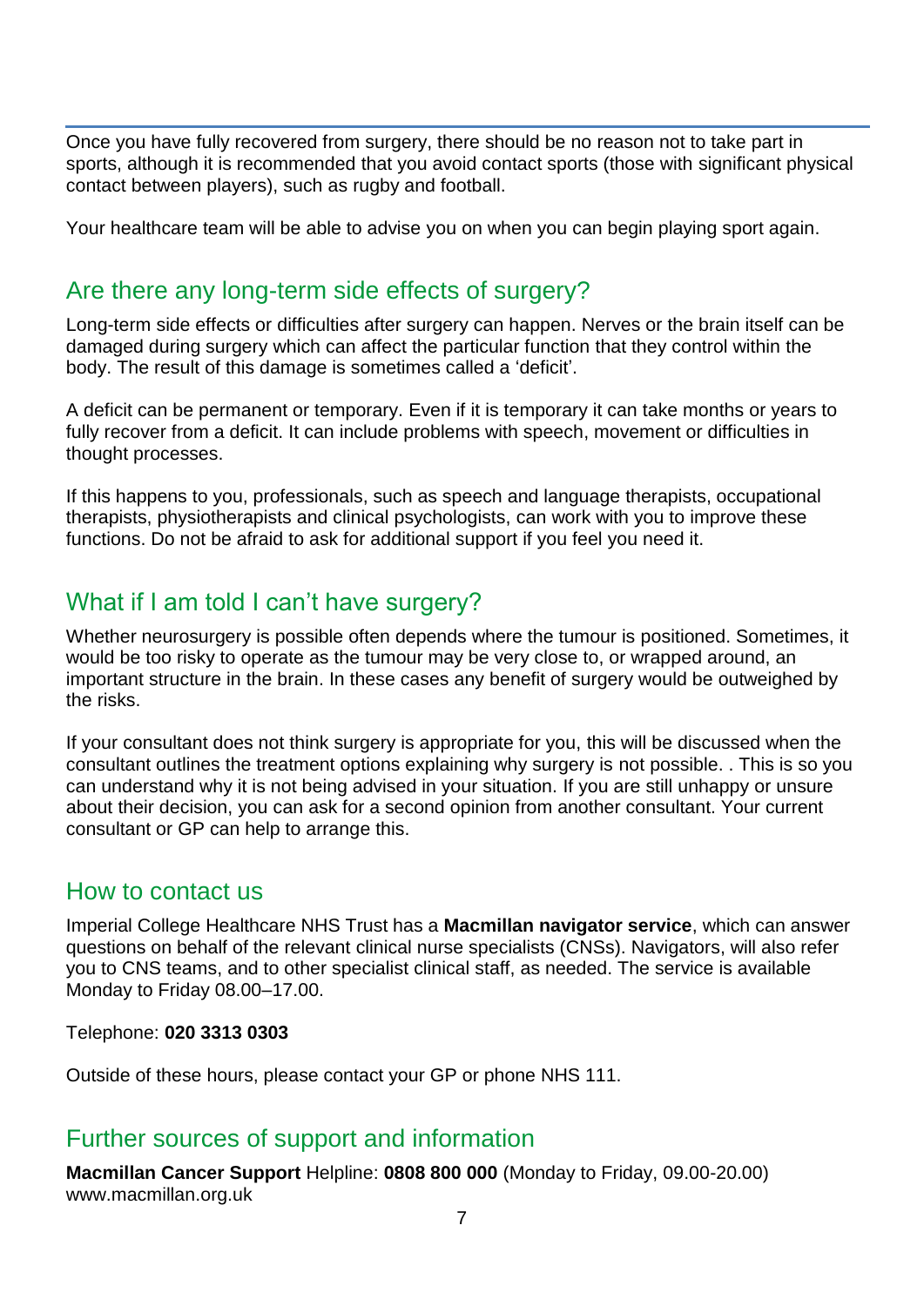Once you have fully recovered from surgery, there should be no reason not to take part in sports, although it is recommended that you avoid contact sports (those with significant physical contact between players), such as rugby and football.

Your healthcare team will be able to advise you on when you can begin playing sport again.

## Are there any long-term side effects of surgery?

Long-term side effects or difficulties after surgery can happen. Nerves or the brain itself can be damaged during surgery which can affect the particular function that they control within the body. The result of this damage is sometimes called a 'deficit'.

A deficit can be permanent or temporary. Even if it is temporary it can take months or years to fully recover from a deficit. It can include problems with speech, movement or difficulties in thought processes.

If this happens to you, professionals, such as speech and language therapists, occupational therapists, physiotherapists and clinical psychologists, can work with you to improve these functions. Do not be afraid to ask for additional support if you feel you need it.

## What if I am told I can't have surgery?

Whether neurosurgery is possible often depends where the tumour is positioned. Sometimes, it would be too risky to operate as the tumour may be very close to, or wrapped around, an important structure in the brain. In these cases any benefit of surgery would be outweighed by the risks.

If your consultant does not think surgery is appropriate for you, this will be discussed when the consultant outlines the treatment options explaining why surgery is not possible. . This is so you can understand why it is not being advised in your situation. If you are still unhappy or unsure about their decision, you can ask for a second opinion from another consultant. Your current consultant or GP can help to arrange this.

## How to contact us

Imperial College Healthcare NHS Trust has a **Macmillan navigator service**, which can answer questions on behalf of the relevant clinical nurse specialists (CNSs). Navigators, will also refer you to CNS teams, and to other specialist clinical staff, as needed. The service is available Monday to Friday 08.00–17.00.

Telephone: **020 3313 0303**

Outside of these hours, please contact your GP or phone NHS 111.

## Further sources of support and information

**Macmillan Cancer Support** Helpline: **0808 800 000** (Monday to Friday, 09.00-20.00)
www.macmillan.org.uk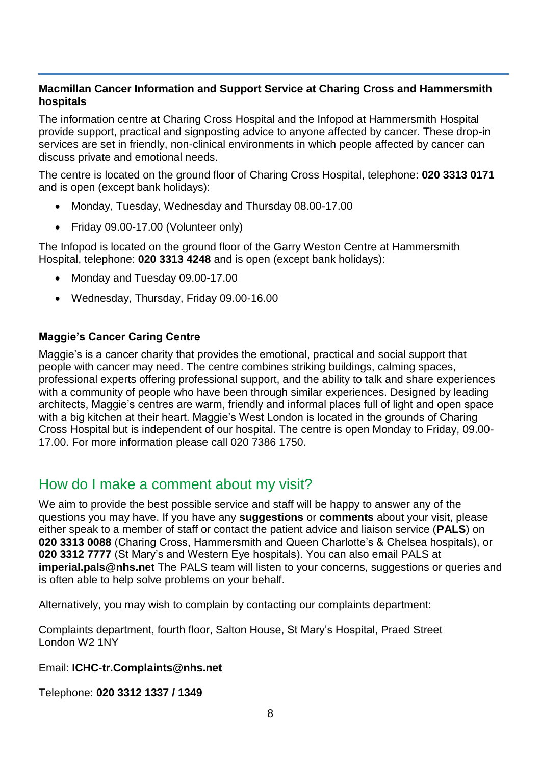**Macmillan Cancer Information and Support Service at Charing Cross and Hammersmith hospitals**

The information centre at Charing Cross Hospital and the Infopod at Hammersmith Hospital provide support, practical and signposting advice to anyone affected by cancer. These drop-in services are set in friendly, non-clinical environments in which people affected by cancer can discuss private and emotional needs.

The centre is located on the ground floor of Charing Cross Hospital, telephone: **020 3313 0171** and is open (except bank holidays):

- Monday, Tuesday, Wednesday and Thursday 08.00-17.00
- Friday 09.00-17.00 (Volunteer only)

The Infopod is located on the ground floor of the Garry Weston Centre at Hammersmith Hospital, telephone: **020 3313 4248** and is open (except bank holidays):

- Monday and Tuesday 09.00-17.00
- Wednesday, Thursday, Friday 09.00-16.00

**Maggie's Cancer Caring Centre**

Maggie's is a cancer charity that provides the emotional, practical and social support that people with cancer may need. The centre combines striking buildings, calming spaces, professional experts offering professional support, and the ability to talk and share experiences with a community of people who have been through similar experiences. Designed by leading architects, Maggie's centres are warm, friendly and informal places full of light and open space with a big kitchen at their heart. Maggie's West London is located in the grounds of Charing Cross Hospital but is independent of our hospital. The centre is open Monday to Friday, 09.00-17.00. For more information please call 020 7386 1750.

## How do I make a comment about my visit?

We aim to provide the best possible service and staff will be happy to answer any of the questions you may have. If you have any **suggestions** or **comments** about your visit, please either speak to a member of staff or contact the patient advice and liaison service (**PALS**) on **020 3313 0088** (Charing Cross, Hammersmith and Queen Charlotte's & Chelsea hospitals), or **020 3312 7777** (St Mary's and Western Eye hospitals). You can also email PALS at **imperial.pals@nhs.net** The PALS team will listen to your concerns, suggestions or queries and is often able to help solve problems on your behalf.

Alternatively, you may wish to complain by contacting our complaints department:

Complaints department, fourth floor, Salton House, St Mary's Hospital, Praed Street
London W2 1NY

Email: **ICHC-tr.Complaints@nhs.net**

Telephone: **020 3312 1337 / 1349**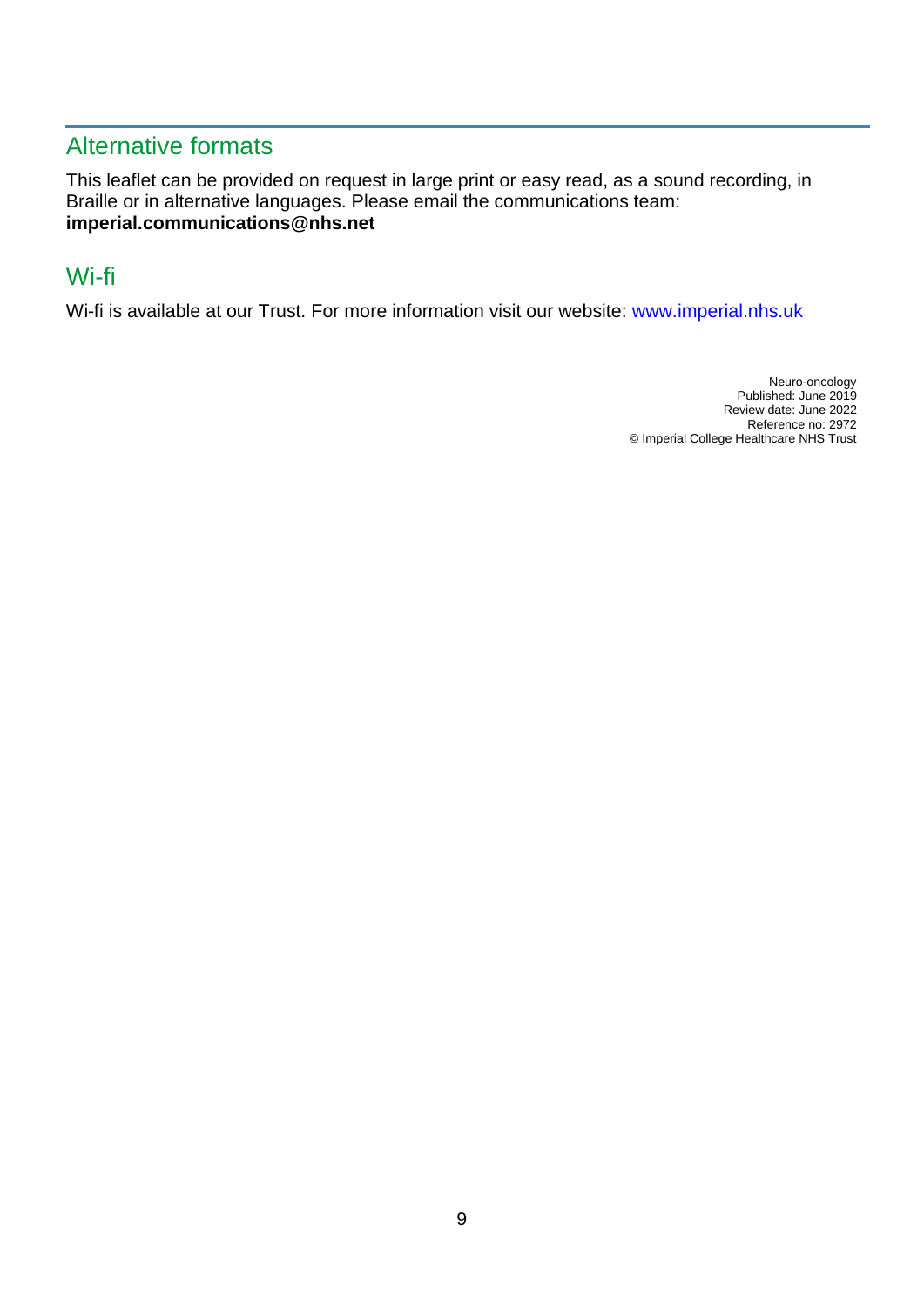## Alternative formats

This leaflet can be provided on request in large print or easy read, as a sound recording, in Braille or in alternative languages. Please email the communications team: **imperial.communications@nhs.net**

## Wi-fi

Wi-fi is available at our Trust. For more information visit our website: www.imperial.nhs.uk

Neuro-oncology
Published: June 2019
Review date: June 2022
Reference no: 2972
© Imperial College Healthcare NHS Trust